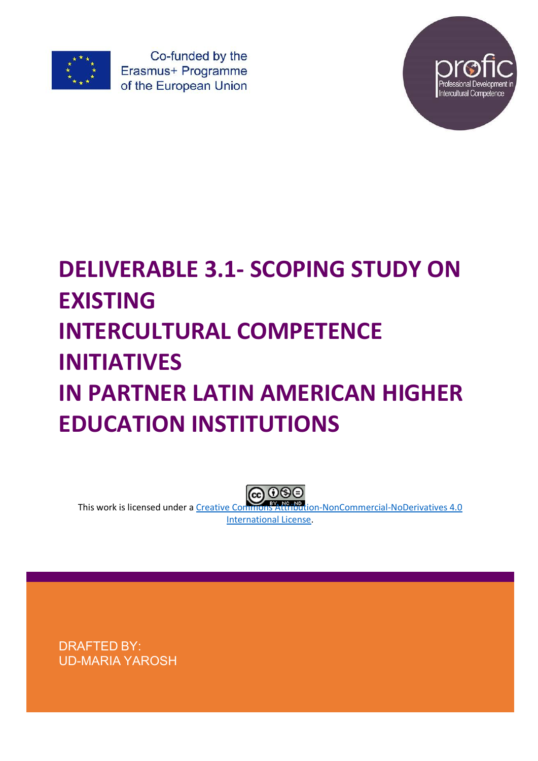Co-funded by the Erasmus+ Programme of the European Union

profic
Professional Development in Intercultural Competence

# DELIVERABLE 3.1- SCOPING STUDY ON EXISTING INTERCULTURAL COMPETENCE INITIATIVES IN PARTNER LATIN AMERICAN HIGHER EDUCATION INSTITUTIONS

This work is licensed under a Creative Commons Attribution-NonCommercial-NoDerivatives 4.0 International License.

DRAFTED BY:
UD-MARIA YAROSH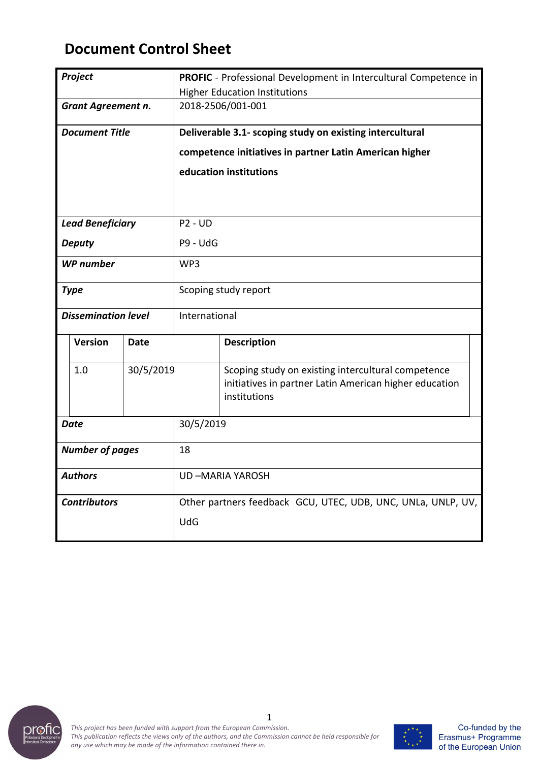# Document Control Sheet

| *Project* | **PROFIC** - Professional Development in Intercultural Competence in Higher Education Institutions | |
|---|---|---|
| *Grant Agreement n.* | 2018-2506/001-001 | |
| *Document Title* | **Deliverable 3.1- scoping study on existing intercultural competence initiatives in partner Latin American higher education institutions** | |
| *Lead Beneficiary* | P2 - UD | |
| *Deputy* | P9 - UdG | |
| *WP number* | WP3 | |
| *Type* | Scoping study report | |
| *Dissemination level* | International | |
| **Version** | **Date** | **Description** |
| 1.0 | 30/5/2019 | Scoping study on existing intercultural competence initiatives in partner Latin American higher education institutions |
| *Date* | 30/5/2019 | |
| *Number of pages* | 18 | |
| *Authors* | UD –MARIA YAROSH | |
| *Contributors* | Other partners feedback GCU, UTEC, UDB, UNC, UNLa, UNLP, UV, UdG | |

*This project has been funded with support from the European Commission.*
*This publication reflects the views only of the authors, and the Commission cannot be held responsible for any use which may be made of the information contained there in.*

Co-funded by the Erasmus+ Programme of the European Union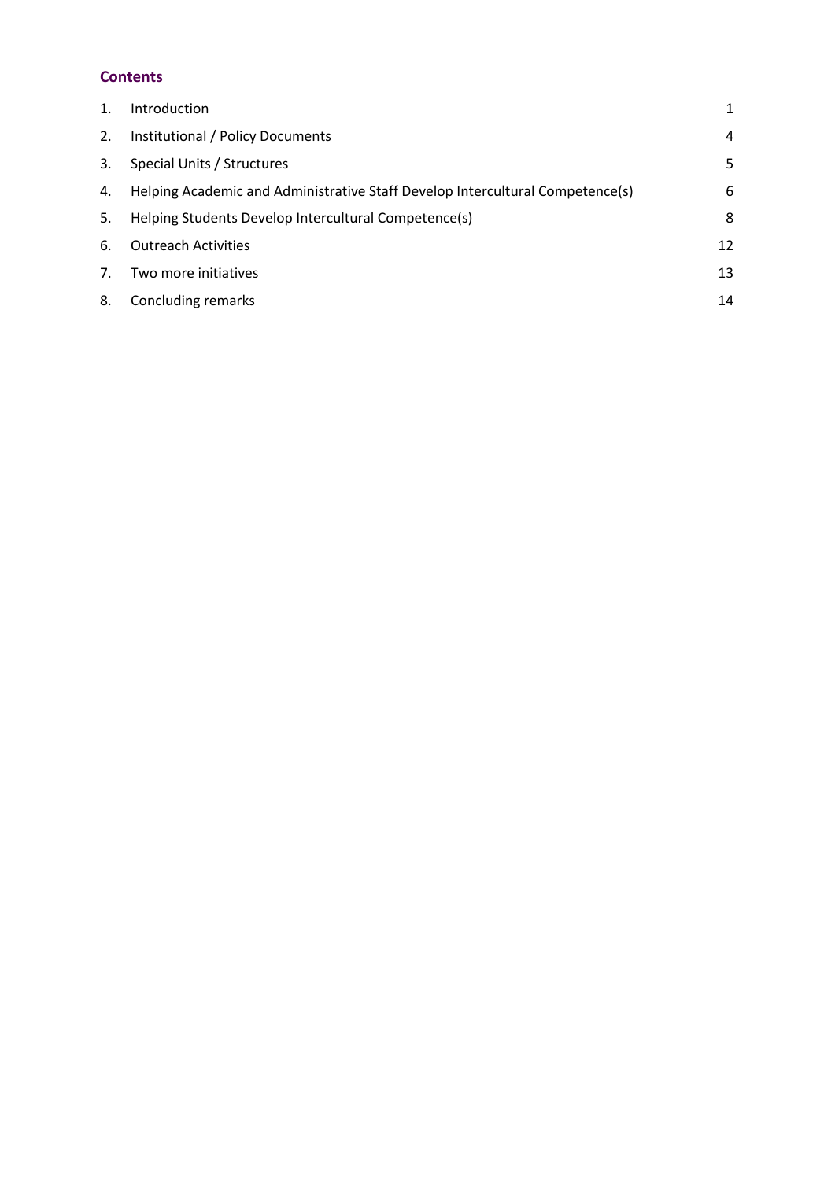## Contents

| | | |
|---|---|---|
| 1. | Introduction | 1 |
| 2. | Institutional / Policy Documents | 4 |
| 3. | Special Units / Structures | 5 |
| 4. | Helping Academic and Administrative Staff Develop Intercultural Competence(s) | 6 |
| 5. | Helping Students Develop Intercultural Competence(s) | 8 |
| 6. | Outreach Activities | 12 |
| 7. | Two more initiatives | 13 |
| 8. | Concluding remarks | 14 |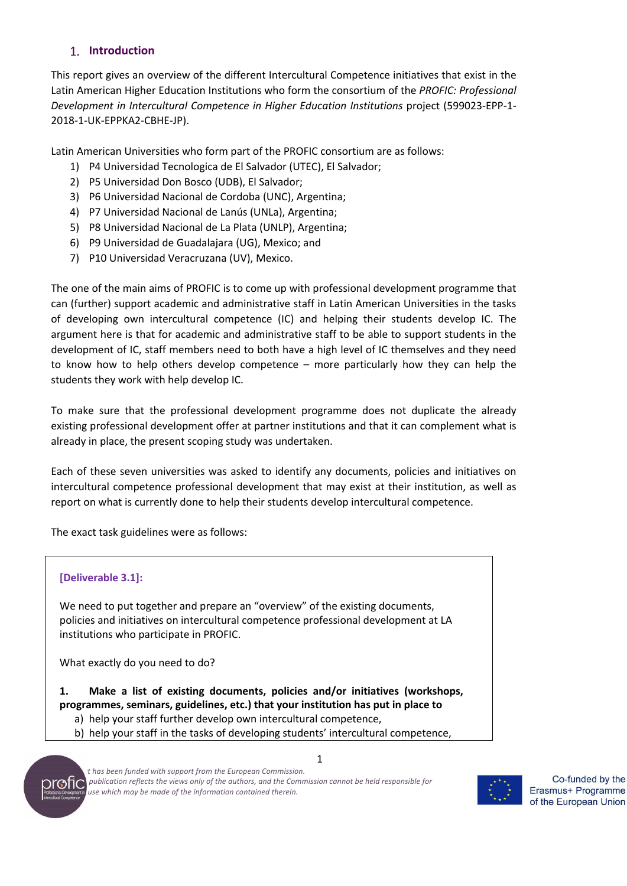## 1. Introduction

This report gives an overview of the different Intercultural Competence initiatives that exist in the Latin American Higher Education Institutions who form the consortium of the *PROFIC: Professional Development in Intercultural Competence in Higher Education Institutions* project (599023-EPP-1-2018-1-UK-EPPKA2-CBHE-JP).

Latin American Universities who form part of the PROFIC consortium are as follows:

1) P4 Universidad Tecnologica de El Salvador (UTEC), El Salvador;
2) P5 Universidad Don Bosco (UDB), El Salvador;
3) P6 Universidad Nacional de Cordoba (UNC), Argentina;
4) P7 Universidad Nacional de Lanús (UNLa), Argentina;
5) P8 Universidad Nacional de La Plata (UNLP), Argentina;
6) P9 Universidad de Guadalajara (UG), Mexico; and
7) P10 Universidad Veracruzana (UV), Mexico.

The one of the main aims of PROFIC is to come up with professional development programme that can (further) support academic and administrative staff in Latin American Universities in the tasks of developing own intercultural competence (IC) and helping their students develop IC. The argument here is that for academic and administrative staff to be able to support students in the development of IC, staff members need to both have a high level of IC themselves and they need to know how to help others develop competence – more particularly how they can help the students they work with help develop IC.

To make sure that the professional development programme does not duplicate the already existing professional development offer at partner institutions and that it can complement what is already in place, the present scoping study was undertaken.

Each of these seven universities was asked to identify any documents, policies and initiatives on intercultural competence professional development that may exist at their institution, as well as report on what is currently done to help their students develop intercultural competence.

The exact task guidelines were as follows:

**[Deliverable 3.1]:**

We need to put together and prepare an "overview" of the existing documents, policies and initiatives on intercultural competence professional development at LA institutions who participate in PROFIC.

What exactly do you need to do?

**1. Make a list of existing documents, policies and/or initiatives (workshops, programmes, seminars, guidelines, etc.) that your institution has put in place to**

a) help your staff further develop own intercultural competence,
b) help your staff in the tasks of developing students' intercultural competence,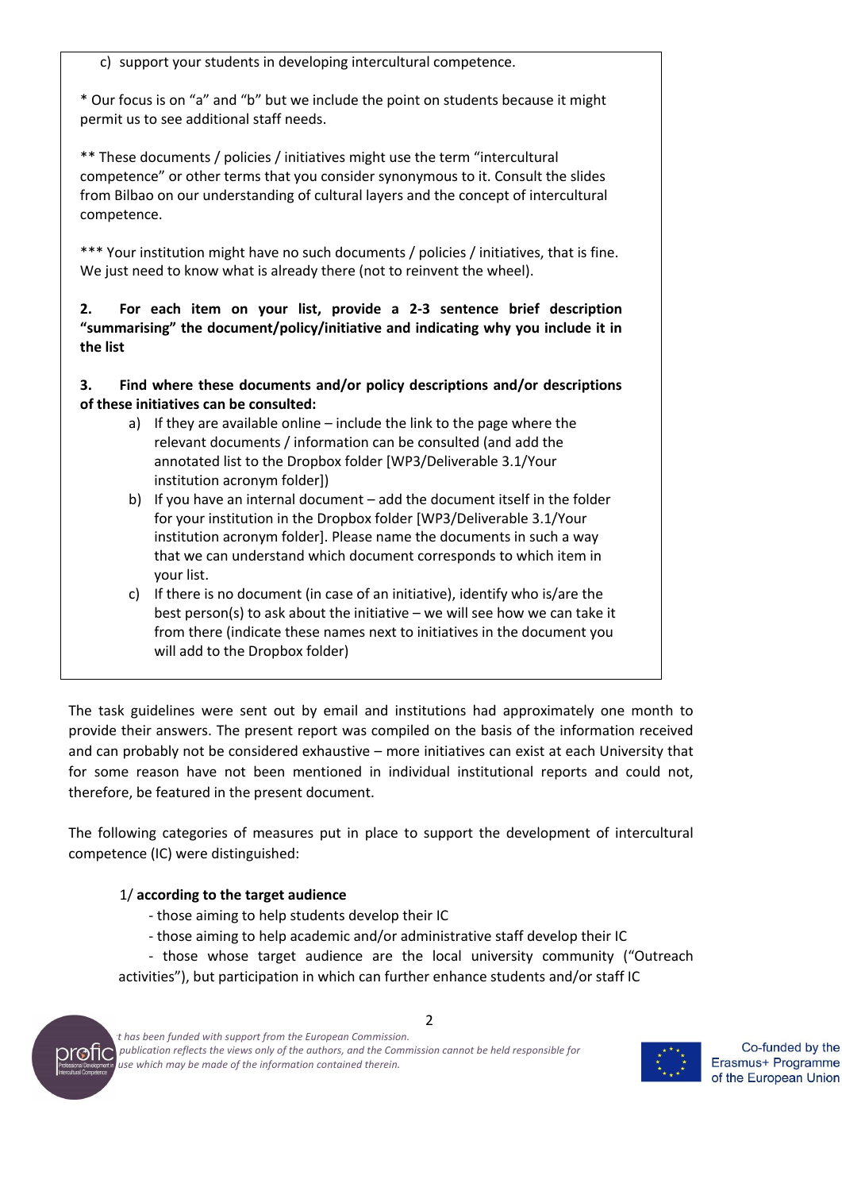c) support your students in developing intercultural competence.

* Our focus is on "a" and "b" but we include the point on students because it might permit us to see additional staff needs.

** These documents / policies / initiatives might use the term "intercultural competence" or other terms that you consider synonymous to it. Consult the slides from Bilbao on our understanding of cultural layers and the concept of intercultural competence.

*** Your institution might have no such documents / policies / initiatives, that is fine. We just need to know what is already there (not to reinvent the wheel).

**2. For each item on your list, provide a 2-3 sentence brief description "summarising" the document/policy/initiative and indicating why you include it in the list**

**3. Find where these documents and/or policy descriptions and/or descriptions of these initiatives can be consulted:**

a) If they are available online – include the link to the page where the relevant documents / information can be consulted (and add the annotated list to the Dropbox folder [WP3/Deliverable 3.1/Your institution acronym folder])
b) If you have an internal document – add the document itself in the folder for your institution in the Dropbox folder [WP3/Deliverable 3.1/Your institution acronym folder]. Please name the documents in such a way that we can understand which document corresponds to which item in your list.
c) If there is no document (in case of an initiative), identify who is/are the best person(s) to ask about the initiative – we will see how we can take it from there (indicate these names next to initiatives in the document you will add to the Dropbox folder)

The task guidelines were sent out by email and institutions had approximately one month to provide their answers. The present report was compiled on the basis of the information received and can probably not be considered exhaustive – more initiatives can exist at each University that for some reason have not been mentioned in individual institutional reports and could not, therefore, be featured in the present document.

The following categories of measures put in place to support the development of intercultural competence (IC) were distinguished:

1/ **according to the target audience**

- those aiming to help students develop their IC
- those aiming to help academic and/or administrative staff develop their IC
- those whose target audience are the local university community ("Outreach activities"), but participation in which can further enhance students and/or staff IC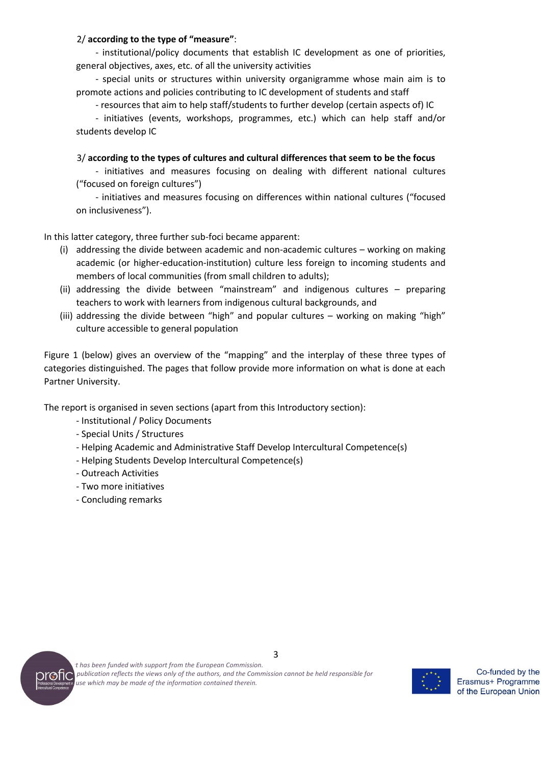2/ **according to the type of "measure"**:

- institutional/policy documents that establish IC development as one of priorities, general objectives, axes, etc. of all the university activities
- special units or structures within university organigramme whose main aim is to promote actions and policies contributing to IC development of students and staff
- resources that aim to help staff/students to further develop (certain aspects of) IC
- initiatives (events, workshops, programmes, etc.) which can help staff and/or students develop IC

3/ **according to the types of cultures and cultural differences that seem to be the focus**

- initiatives and measures focusing on dealing with different national cultures ("focused on foreign cultures")
- initiatives and measures focusing on differences within national cultures ("focused on inclusiveness").

In this latter category, three further sub-foci became apparent:

(i) addressing the divide between academic and non-academic cultures – working on making academic (or higher-education-institution) culture less foreign to incoming students and members of local communities (from small children to adults);

(ii) addressing the divide between "mainstream" and indigenous cultures – preparing teachers to work with learners from indigenous cultural backgrounds, and

(iii) addressing the divide between "high" and popular cultures – working on making "high" culture accessible to general population

Figure 1 (below) gives an overview of the "mapping" and the interplay of these three types of categories distinguished. The pages that follow provide more information on what is done at each Partner University.

The report is organised in seven sections (apart from this Introductory section):

- Institutional / Policy Documents
- Special Units / Structures
- Helping Academic and Administrative Staff Develop Intercultural Competence(s)
- Helping Students Develop Intercultural Competence(s)
- Outreach Activities
- Two more initiatives
- Concluding remarks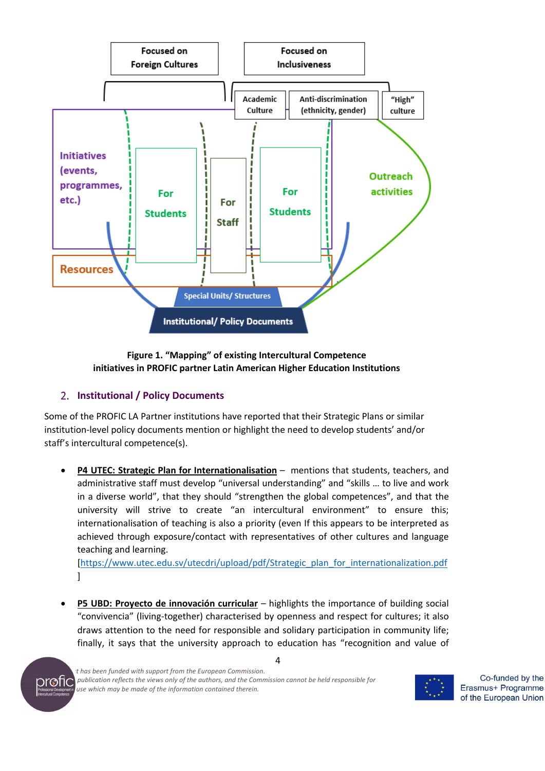Figure 1. "Mapping" of existing Intercultural Competence initiatives in PROFIC partner Latin American Higher Education Institutions

## 2. Institutional / Policy Documents

Some of the PROFIC LA Partner institutions have reported that their Strategic Plans or similar institution-level policy documents mention or highlight the need to develop students' and/or staff's intercultural competence(s).

- **P4 UTEC: Strategic Plan for Internationalisation** – mentions that students, teachers, and administrative staff must develop "universal understanding" and "skills … to live and work in a diverse world", that they should "strengthen the global competences", and that the university will strive to create "an intercultural environment" to ensure this; internationalisation of teaching is also a priority (even If this appears to be interpreted as achieved through exposure/contact with representatives of other cultures and language teaching and learning.
[https://www.utec.edu.sv/utecdri/upload/pdf/Strategic_plan_for_internationalization.pdf]

- **P5 UBD: Proyecto de innovación curricular** – highlights the importance of building social "convivencia" (living-together) characterised by openness and respect for cultures; it also draws attention to the need for responsible and solidary participation in community life; finally, it says that the university approach to education has "recognition and value of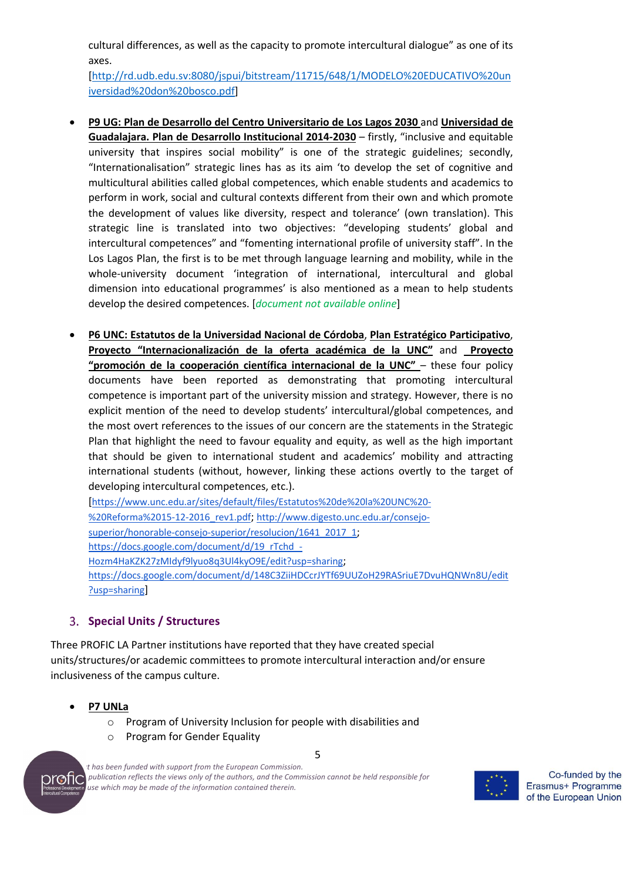cultural differences, as well as the capacity to promote intercultural dialogue" as one of its axes.
[http://rd.udb.edu.sv:8080/jspui/bitstream/11715/648/1/MODELO%20EDUCATIVO%20universidad%20don%20bosco.pdf]

- **P9 UG: Plan de Desarrollo del Centro Universitario de Los Lagos 2030** and **Universidad de Guadalajara. Plan de Desarrollo Institucional 2014-2030** – firstly, "inclusive and equitable university that inspires social mobility" is one of the strategic guidelines; secondly, "Internationalisation" strategic lines has as its aim 'to develop the set of cognitive and multicultural abilities called global competences, which enable students and academics to perform in work, social and cultural contexts different from their own and which promote the development of values like diversity, respect and tolerance' (own translation). This strategic line is translated into two objectives: "developing students' global and intercultural competences" and "fomenting international profile of university staff". In the Los Lagos Plan, the first is to be met through language learning and mobility, while in the whole-university document 'integration of international, intercultural and global dimension into educational programmes' is also mentioned as a mean to help students develop the desired competences. [*document not available online*]

- **P6 UNC: Estatutos de la Universidad Nacional de Córdoba**, **Plan Estratégico Participativo**, **Proyecto "Internacionalización de la oferta académica de la UNC"** and **Proyecto "promoción de la cooperación científica internacional de la UNC"** – these four policy documents have been reported as demonstrating that promoting intercultural competence is important part of the university mission and strategy. However, there is no explicit mention of the need to develop students' intercultural/global competences, and the most overt references to the issues of our concern are the statements in the Strategic Plan that highlight the need to favour equality and equity, as well as the high important that should be given to international student and academics' mobility and attracting international students (without, however, linking these actions overtly to the target of developing intercultural competences, etc.).
[https://www.unc.edu.ar/sites/default/files/Estatutos%20de%20la%20UNC%20-%20Reforma%2015-12-2016_rev1.pdf; http://www.digesto.unc.edu.ar/consejo-superior/honorable-consejo-superior/resolucion/1641_2017_1; https://docs.google.com/document/d/19_rTchd_-Hozm4HaKZK27zMIdyf9lyuo8q3Ul4kyO9E/edit?usp=sharing; https://docs.google.com/document/d/148C3ZiiHDCcrJYTf69UUZoH29RASriuE7DvuHQNWn8U/edit?usp=sharing]

## 3. Special Units / Structures

Three PROFIC LA Partner institutions have reported that they have created special units/structures/or academic committees to promote intercultural interaction and/or ensure inclusiveness of the campus culture.

- **P7 UNLa**
  - Program of University Inclusion for people with disabilities and
  - Program for Gender Equality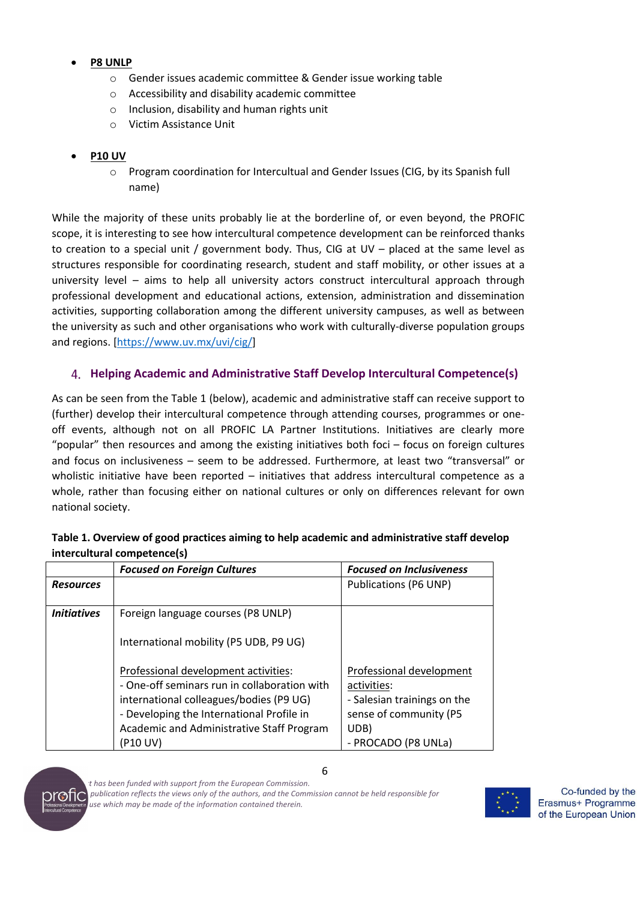- **P8 UNLP**
  - Gender issues academic committee & Gender issue working table
  - Accessibility and disability academic committee
  - Inclusion, disability and human rights unit
  - Victim Assistance Unit

- **P10 UV**
  - Program coordination for Intercultural and Gender Issues (CIG, by its Spanish full name)

While the majority of these units probably lie at the borderline of, or even beyond, the PROFIC scope, it is interesting to see how intercultural competence development can be reinforced thanks to creation to a special unit / government body. Thus, CIG at UV – placed at the same level as structures responsible for coordinating research, student and staff mobility, or other issues at a university level – aims to help all university actors construct intercultural approach through professional development and educational actions, extension, administration and dissemination activities, supporting collaboration among the different university campuses, as well as between the university as such and other organisations who work with culturally-diverse population groups and regions. [https://www.uv.mx/uvi/cig/]

## 4. Helping Academic and Administrative Staff Develop Intercultural Competence(s)

As can be seen from the Table 1 (below), academic and administrative staff can receive support to (further) develop their intercultural competence through attending courses, programmes or one-off events, although not on all PROFIC LA Partner Institutions. Initiatives are clearly more "popular" then resources and among the existing initiatives both foci – focus on foreign cultures and focus on inclusiveness – seem to be addressed. Furthermore, at least two "transversal" or wholistic initiative have been reported – initiatives that address intercultural competence as a whole, rather than focusing either on national cultures or only on differences relevant for own national society.

**Table 1. Overview of good practices aiming to help academic and administrative staff develop intercultural competence(s)**

| | ***Focused on Foreign Cultures*** | ***Focused on Inclusiveness*** |
|---|---|---|
| ***Resources*** | | Publications (P6 UNP) |
| ***Initiatives*** | Foreign language courses (P8 UNLP)<br><br>International mobility (P5 UDB, P9 UG)<br><br><u>Professional development activities</u>:<br>- One-off seminars run in collaboration with international colleagues/bodies (P9 UG)<br>- Developing the International Profile in Academic and Administrative Staff Program (P10 UV) | <u>Professional development activities</u>:<br>- Salesian trainings on the sense of community (P5 UDB)<br>- PROCADO (P8 UNLa) |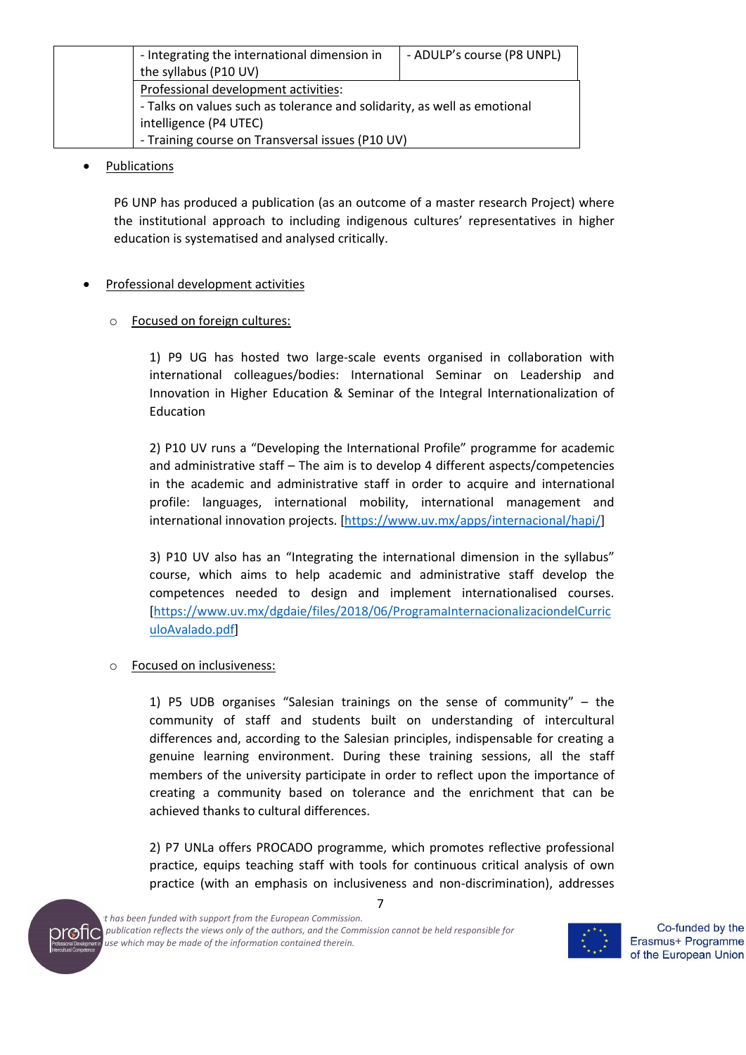| | - Integrating the international dimension in the syllabus (P10 UV) | - ADULP's course (P8 UNPL) |
|---|---|---|
| | Professional development activities:<br>- Talks on values such as tolerance and solidarity, as well as emotional intelligence (P4 UTEC)<br>- Training course on Transversal issues (P10 UV) | |

- Publications

  P6 UNP has produced a publication (as an outcome of a master research Project) where the institutional approach to including indigenous cultures' representatives in higher education is systematised and analysed critically.

- Professional development activities

  - Focused on foreign cultures:

    1) P9 UG has hosted two large-scale events organised in collaboration with international colleagues/bodies: International Seminar on Leadership and Innovation in Higher Education & Seminar of the Integral Internationalization of Education

    2) P10 UV runs a "Developing the International Profile" programme for academic and administrative staff – The aim is to develop 4 different aspects/competencies in the academic and administrative staff in order to acquire and international profile: languages, international mobility, international management and international innovation projects. [https://www.uv.mx/apps/internacional/hapi/]

    3) P10 UV also has an "Integrating the international dimension in the syllabus" course, which aims to help academic and administrative staff develop the competences needed to design and implement internationalised courses. [https://www.uv.mx/dgdaie/files/2018/06/ProgramaInternacionalizaciondelCurriculoAvalado.pdf]

  - Focused on inclusiveness:

    1) P5 UDB organises "Salesian trainings on the sense of community" – the community of staff and students built on understanding of intercultural differences and, according to the Salesian principles, indispensable for creating a genuine learning environment. During these training sessions, all the staff members of the university participate in order to reflect upon the importance of creating a community based on tolerance and the enrichment that can be achieved thanks to cultural differences.

    2) P7 UNLa offers PROCADO programme, which promotes reflective professional practice, equips teaching staff with tools for continuous critical analysis of own practice (with an emphasis on inclusiveness and non-discrimination), addresses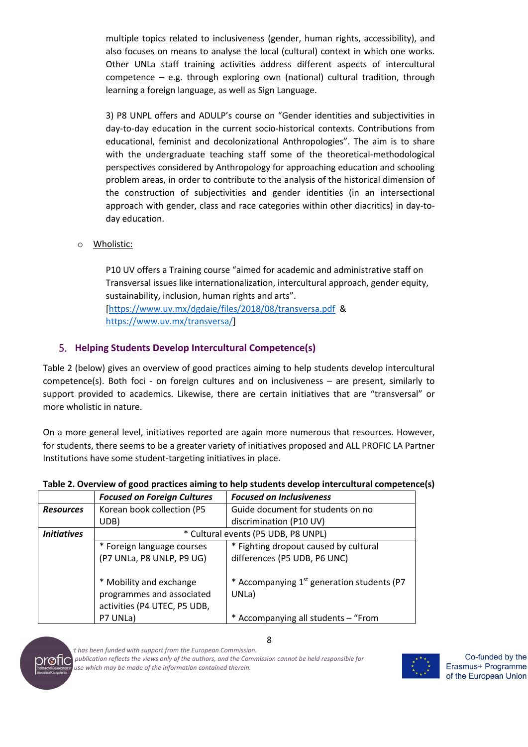multiple topics related to inclusiveness (gender, human rights, accessibility), and also focuses on means to analyse the local (cultural) context in which one works. Other UNLa staff training activities address different aspects of intercultural competence – e.g. through exploring own (national) cultural tradition, through learning a foreign language, as well as Sign Language.

3) P8 UNPL offers and ADULP's course on "Gender identities and subjectivities in day-to-day education in the current socio-historical contexts. Contributions from educational, feminist and decolonizational Anthropologies". The aim is to share with the undergraduate teaching staff some of the theoretical-methodological perspectives considered by Anthropology for approaching education and schooling problem areas, in order to contribute to the analysis of the historical dimension of the construction of subjectivities and gender identities (in an intersectional approach with gender, class and race categories within other diacritics) in day-to-day education.

- Wholistic:

  P10 UV offers a Training course "aimed for academic and administrative staff on Transversal issues like internationalization, intercultural approach, gender equity, sustainability, inclusion, human rights and arts".
  [https://www.uv.mx/dgdaie/files/2018/08/transversa.pdf & https://www.uv.mx/transversa/]

## 5. Helping Students Develop Intercultural Competence(s)

Table 2 (below) gives an overview of good practices aiming to help students develop intercultural competence(s). Both foci - on foreign cultures and on inclusiveness – are present, similarly to support provided to academics. Likewise, there are certain initiatives that are "transversal" or more wholistic in nature.

On a more general level, initiatives reported are again more numerous that resources. However, for students, there seems to be a greater variety of initiatives proposed and ALL PROFIC LA Partner Institutions have some student-targeting initiatives in place.

**Table 2. Overview of good practices aiming to help students develop intercultural competence(s)**

| | *Focused on Foreign Cultures* | *Focused on Inclusiveness* |
|---|---|---|
| ***Resources*** | Korean book collection (P5 UDB) | Guide document for students on no discrimination (P10 UV) |
| ***Initiatives*** | * Cultural events (P5 UDB, P8 UNPL) | |
| | * Foreign language courses (P7 UNLa, P8 UNLP, P9 UG)<br><br>* Mobility and exchange programmes and associated activities (P4 UTEC, P5 UDB, P7 UNLa) | * Fighting dropout caused by cultural differences (P5 UDB, P6 UNC)<br><br>* Accompanying 1st generation students (P7 UNLa)<br><br>* Accompanying all students – "From |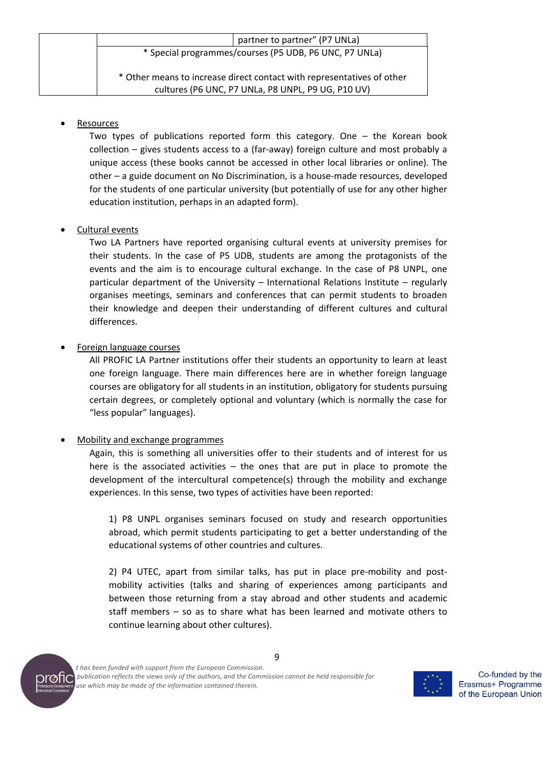| | | partner to partner" (P7 UNLa) |
|---|---|---|
| | * Special programmes/courses (P5 UDB, P6 UNC, P7 UNLa)<br><br>* Other means to increase direct contact with representatives of other cultures (P6 UNC, P7 UNLa, P8 UNPL, P9 UG, P10 UV) | |

- Resources

  Two types of publications reported form this category. One – the Korean book collection – gives students access to a (far-away) foreign culture and most probably a unique access (these books cannot be accessed in other local libraries or online). The other – a guide document on No Discrimination, is a house-made resources, developed for the students of one particular university (but potentially of use for any other higher education institution, perhaps in an adapted form).

- Cultural events

  Two LA Partners have reported organising cultural events at university premises for their students. In the case of P5 UDB, students are among the protagonists of the events and the aim is to encourage cultural exchange. In the case of P8 UNPL, one particular department of the University – International Relations Institute – regularly organises meetings, seminars and conferences that can permit students to broaden their knowledge and deepen their understanding of different cultures and cultural differences.

- Foreign language courses

  All PROFIC LA Partner institutions offer their students an opportunity to learn at least one foreign language. There main differences here are in whether foreign language courses are obligatory for all students in an institution, obligatory for students pursuing certain degrees, or completely optional and voluntary (which is normally the case for "less popular" languages).

- Mobility and exchange programmes

  Again, this is something all universities offer to their students and of interest for us here is the associated activities – the ones that are put in place to promote the development of the intercultural competence(s) through the mobility and exchange experiences. In this sense, two types of activities have been reported:

  1) P8 UNPL organises seminars focused on study and research opportunities abroad, which permit students participating to get a better understanding of the educational systems of other countries and cultures.

  2) P4 UTEC, apart from similar talks, has put in place pre-mobility and post-mobility activities (talks and sharing of experiences among participants and between those returning from a stay abroad and other students and academic staff members – so as to share what has been learned and motivate others to continue learning about other cultures).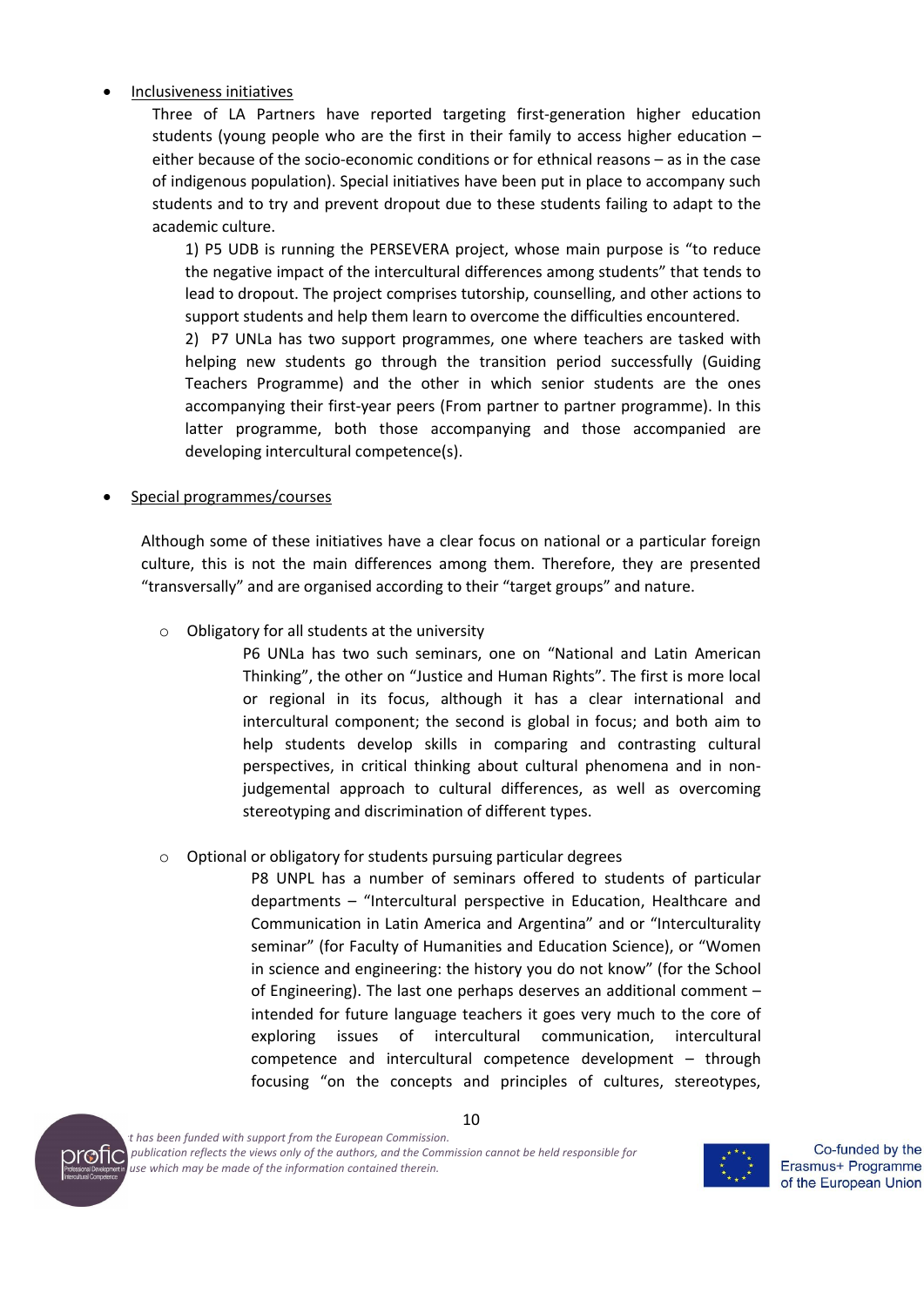- <u>Inclusiveness initiatives</u>

  Three of LA Partners have reported targeting first-generation higher education students (young people who are the first in their family to access higher education – either because of the socio-economic conditions or for ethnical reasons – as in the case of indigenous population). Special initiatives have been put in place to accompany such students and to try and prevent dropout due to these students failing to adapt to the academic culture.

  1) P5 UDB is running the PERSEVERA project, whose main purpose is "to reduce the negative impact of the intercultural differences among students" that tends to lead to dropout. The project comprises tutorship, counselling, and other actions to support students and help them learn to overcome the difficulties encountered.

  2) P7 UNLa has two support programmes, one where teachers are tasked with helping new students go through the transition period successfully (Guiding Teachers Programme) and the other in which senior students are the ones accompanying their first-year peers (From partner to partner programme). In this latter programme, both those accompanying and those accompanied are developing intercultural competence(s).

- <u>Special programmes/courses</u>

  Although some of these initiatives have a clear focus on national or a particular foreign culture, this is not the main differences among them. Therefore, they are presented "transversally" and are organised according to their "target groups" and nature.

  - Obligatory for all students at the university

    P6 UNLa has two such seminars, one on "National and Latin American Thinking", the other on "Justice and Human Rights". The first is more local or regional in its focus, although it has a clear international and intercultural component; the second is global in focus; and both aim to help students develop skills in comparing and contrasting cultural perspectives, in critical thinking about cultural phenomena and in non-judgemental approach to cultural differences, as well as overcoming stereotyping and discrimination of different types.

  - Optional or obligatory for students pursuing particular degrees

    P8 UNPL has a number of seminars offered to students of particular departments – "Intercultural perspective in Education, Healthcare and Communication in Latin America and Argentina" and or "Interculturality seminar" (for Faculty of Humanities and Education Science), or "Women in science and engineering: the history you do not know" (for the School of Engineering). The last one perhaps deserves an additional comment – intended for future language teachers it goes very much to the core of exploring issues of intercultural communication, intercultural competence and intercultural competence development – through focusing "on the concepts and principles of cultures, stereotypes,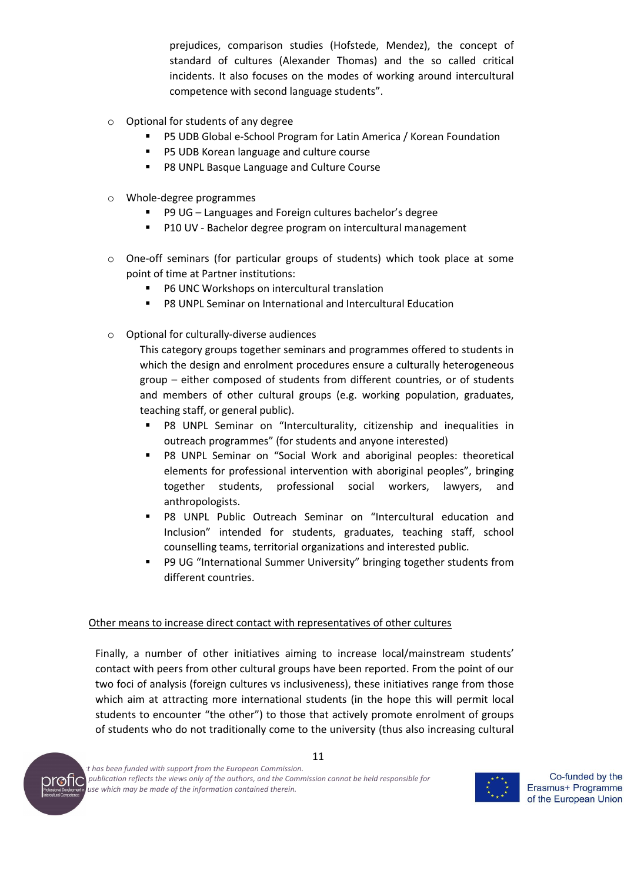prejudices, comparison studies (Hofstede, Mendez), the concept of standard of cultures (Alexander Thomas) and the so called critical incidents. It also focuses on the modes of working around intercultural competence with second language students".

- Optional for students of any degree
  - P5 UDB Global e-School Program for Latin America / Korean Foundation
  - P5 UDB Korean language and culture course
  - P8 UNPL Basque Language and Culture Course

- Whole-degree programmes
  - P9 UG – Languages and Foreign cultures bachelor's degree
  - P10 UV - Bachelor degree program on intercultural management

- One-off seminars (for particular groups of students) which took place at some point of time at Partner institutions:
  - P6 UNC Workshops on intercultural translation
  - P8 UNPL Seminar on International and Intercultural Education

- Optional for culturally-diverse audiences

  This category groups together seminars and programmes offered to students in which the design and enrolment procedures ensure a culturally heterogeneous group – either composed of students from different countries, or of students and members of other cultural groups (e.g. working population, graduates, teaching staff, or general public).
  - P8 UNPL Seminar on "Interculturality, citizenship and inequalities in outreach programmes" (for students and anyone interested)
  - P8 UNPL Seminar on "Social Work and aboriginal peoples: theoretical elements for professional intervention with aboriginal peoples", bringing together students, professional social workers, lawyers, and anthropologists.
  - P8 UNPL Public Outreach Seminar on "Intercultural education and Inclusion" intended for students, graduates, teaching staff, school counselling teams, territorial organizations and interested public.
  - P9 UG "International Summer University" bringing together students from different countries.

<u>Other means to increase direct contact with representatives of other cultures</u>

Finally, a number of other initiatives aiming to increase local/mainstream students' contact with peers from other cultural groups have been reported. From the point of our two foci of analysis (foreign cultures vs inclusiveness), these initiatives range from those which aim at attracting more international students (in the hope this will permit local students to encounter "the other") to those that actively promote enrolment of groups of students who do not traditionally come to the university (thus also increasing cultural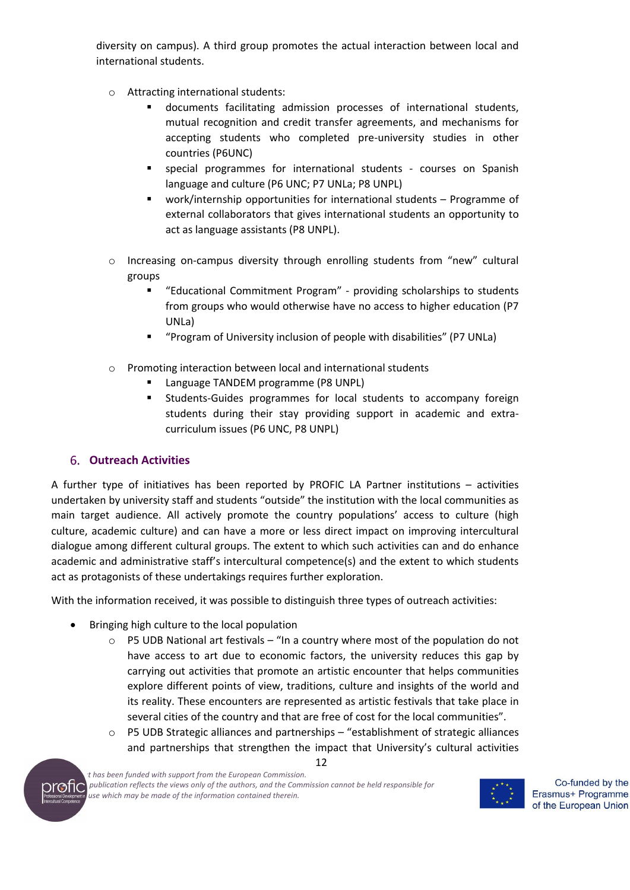diversity on campus). A third group promotes the actual interaction between local and international students.

- Attracting international students:
    - documents facilitating admission processes of international students, mutual recognition and credit transfer agreements, and mechanisms for accepting students who completed pre-university studies in other countries (P6UNC)
    - special programmes for international students - courses on Spanish language and culture (P6 UNC; P7 UNLa; P8 UNPL)
    - work/internship opportunities for international students – Programme of external collaborators that gives international students an opportunity to act as language assistants (P8 UNPL).

- Increasing on-campus diversity through enrolling students from "new" cultural groups
    - "Educational Commitment Program" - providing scholarships to students from groups who would otherwise have no access to higher education (P7 UNLa)
    - "Program of University inclusion of people with disabilities" (P7 UNLa)

- Promoting interaction between local and international students
    - Language TANDEM programme (P8 UNPL)
    - Students-Guides programmes for local students to accompany foreign students during their stay providing support in academic and extra-curriculum issues (P6 UNC, P8 UNPL)

## 6. Outreach Activities

A further type of initiatives has been reported by PROFIC LA Partner institutions – activities undertaken by university staff and students "outside" the institution with the local communities as main target audience. All actively promote the country populations' access to culture (high culture, academic culture) and can have a more or less direct impact on improving intercultural dialogue among different cultural groups. The extent to which such activities can and do enhance academic and administrative staff's intercultural competence(s) and the extent to which students act as protagonists of these undertakings requires further exploration.

With the information received, it was possible to distinguish three types of outreach activities:

- Bringing high culture to the local population
    - P5 UDB National art festivals – "In a country where most of the population do not have access to art due to economic factors, the university reduces this gap by carrying out activities that promote an artistic encounter that helps communities explore different points of view, traditions, culture and insights of the world and its reality. These encounters are represented as artistic festivals that take place in several cities of the country and that are free of cost for the local communities".
    - P5 UDB Strategic alliances and partnerships – "establishment of strategic alliances and partnerships that strengthen the impact that University's cultural activities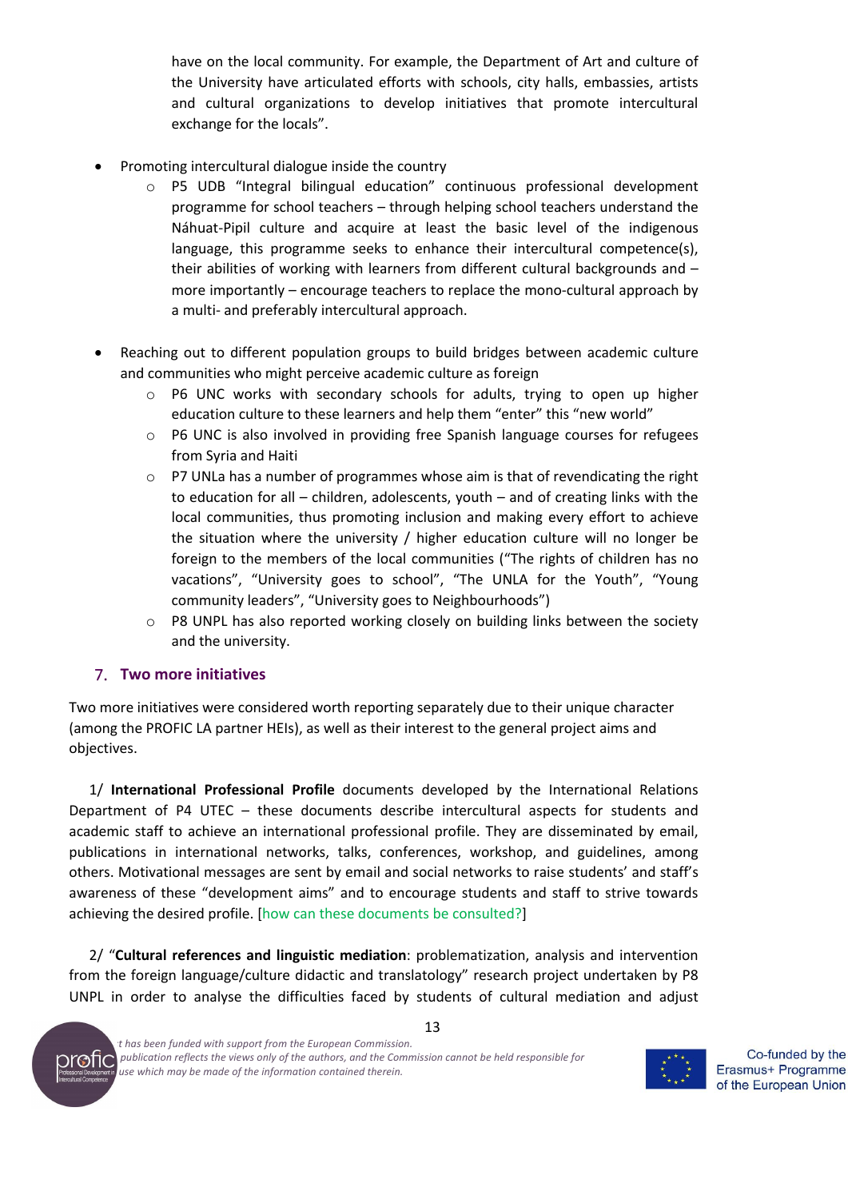have on the local community. For example, the Department of Art and culture of the University have articulated efforts with schools, city halls, embassies, artists and cultural organizations to develop initiatives that promote intercultural exchange for the locals".

- Promoting intercultural dialogue inside the country
  - P5 UDB "Integral bilingual education" continuous professional development programme for school teachers – through helping school teachers understand the Náhuat-Pipil culture and acquire at least the basic level of the indigenous language, this programme seeks to enhance their intercultural competence(s), their abilities of working with learners from different cultural backgrounds and – more importantly – encourage teachers to replace the mono-cultural approach by a multi- and preferably intercultural approach.

- Reaching out to different population groups to build bridges between academic culture and communities who might perceive academic culture as foreign
  - P6 UNC works with secondary schools for adults, trying to open up higher education culture to these learners and help them "enter" this "new world"
  - P6 UNC is also involved in providing free Spanish language courses for refugees from Syria and Haiti
  - P7 UNLa has a number of programmes whose aim is that of revendicating the right to education for all – children, adolescents, youth – and of creating links with the local communities, thus promoting inclusion and making every effort to achieve the situation where the university / higher education culture will no longer be foreign to the members of the local communities ("The rights of children has no vacations", "University goes to school", "The UNLA for the Youth", "Young community leaders", "University goes to Neighbourhoods")
  - P8 UNPL has also reported working closely on building links between the society and the university.

## 7. Two more initiatives

Two more initiatives were considered worth reporting separately due to their unique character (among the PROFIC LA partner HEIs), as well as their interest to the general project aims and objectives.

1/ **International Professional Profile** documents developed by the International Relations Department of P4 UTEC – these documents describe intercultural aspects for students and academic staff to achieve an international professional profile. They are disseminated by email, publications in international networks, talks, conferences, workshop, and guidelines, among others. Motivational messages are sent by email and social networks to raise students' and staff's awareness of these "development aims" and to encourage students and staff to strive towards achieving the desired profile. [how can these documents be consulted?]

2/ "**Cultural references and linguistic mediation**: problematization, analysis and intervention from the foreign language/culture didactic and translatology" research project undertaken by P8 UNPL in order to analyse the difficulties faced by students of cultural mediation and adjust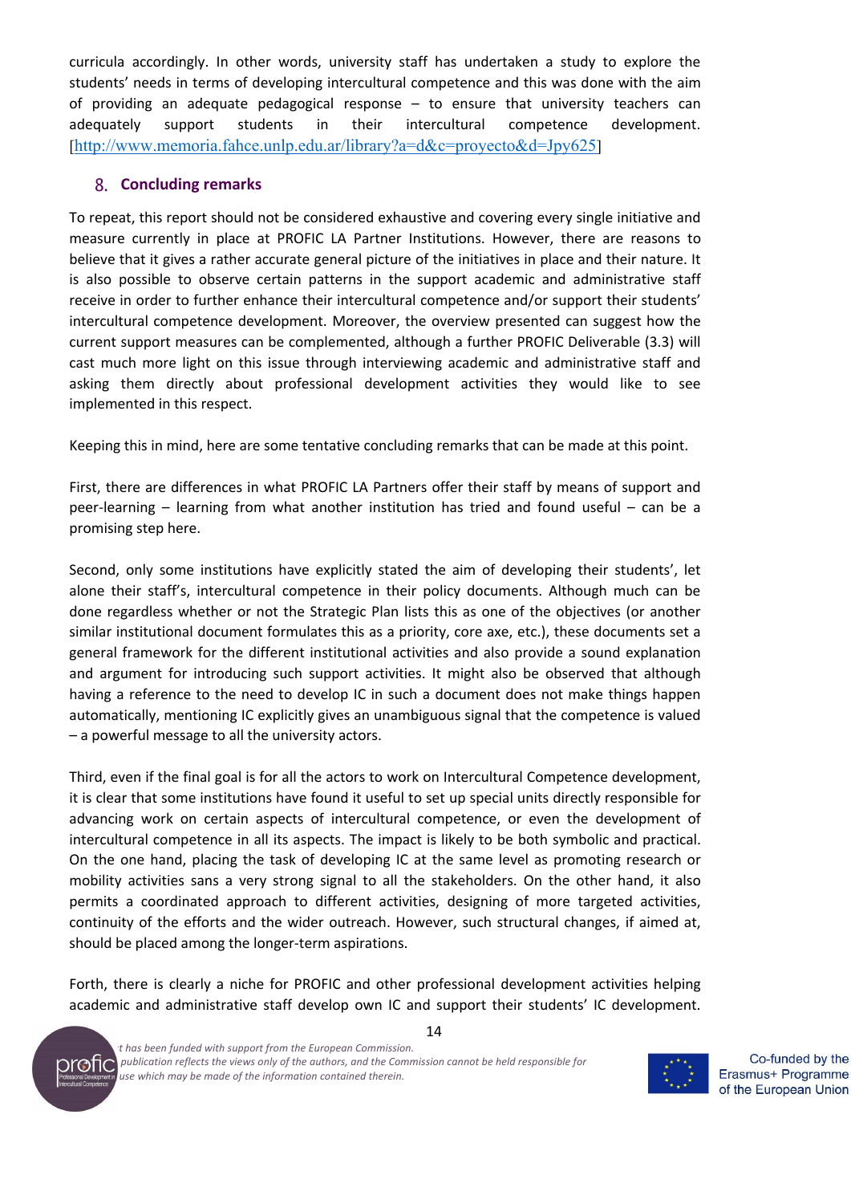curricula accordingly. In other words, university staff has undertaken a study to explore the students' needs in terms of developing intercultural competence and this was done with the aim of providing an adequate pedagogical response – to ensure that university teachers can adequately support students in their intercultural competence development. [http://www.memoria.fahce.unlp.edu.ar/library?a=d&c=proyecto&d=Jpy625]

## 8. Concluding remarks

To repeat, this report should not be considered exhaustive and covering every single initiative and measure currently in place at PROFIC LA Partner Institutions. However, there are reasons to believe that it gives a rather accurate general picture of the initiatives in place and their nature. It is also possible to observe certain patterns in the support academic and administrative staff receive in order to further enhance their intercultural competence and/or support their students' intercultural competence development. Moreover, the overview presented can suggest how the current support measures can be complemented, although a further PROFIC Deliverable (3.3) will cast much more light on this issue through interviewing academic and administrative staff and asking them directly about professional development activities they would like to see implemented in this respect.

Keeping this in mind, here are some tentative concluding remarks that can be made at this point.

First, there are differences in what PROFIC LA Partners offer their staff by means of support and peer-learning – learning from what another institution has tried and found useful – can be a promising step here.

Second, only some institutions have explicitly stated the aim of developing their students', let alone their staff's, intercultural competence in their policy documents. Although much can be done regardless whether or not the Strategic Plan lists this as one of the objectives (or another similar institutional document formulates this as a priority, core axe, etc.), these documents set a general framework for the different institutional activities and also provide a sound explanation and argument for introducing such support activities. It might also be observed that although having a reference to the need to develop IC in such a document does not make things happen automatically, mentioning IC explicitly gives an unambiguous signal that the competence is valued – a powerful message to all the university actors.

Third, even if the final goal is for all the actors to work on Intercultural Competence development, it is clear that some institutions have found it useful to set up special units directly responsible for advancing work on certain aspects of intercultural competence, or even the development of intercultural competence in all its aspects. The impact is likely to be both symbolic and practical. On the one hand, placing the task of developing IC at the same level as promoting research or mobility activities sans a very strong signal to all the stakeholders. On the other hand, it also permits a coordinated approach to different activities, designing of more targeted activities, continuity of the efforts and the wider outreach. However, such structural changes, if aimed at, should be placed among the longer-term aspirations.

Forth, there is clearly a niche for PROFIC and other professional development activities helping academic and administrative staff develop own IC and support their students' IC development.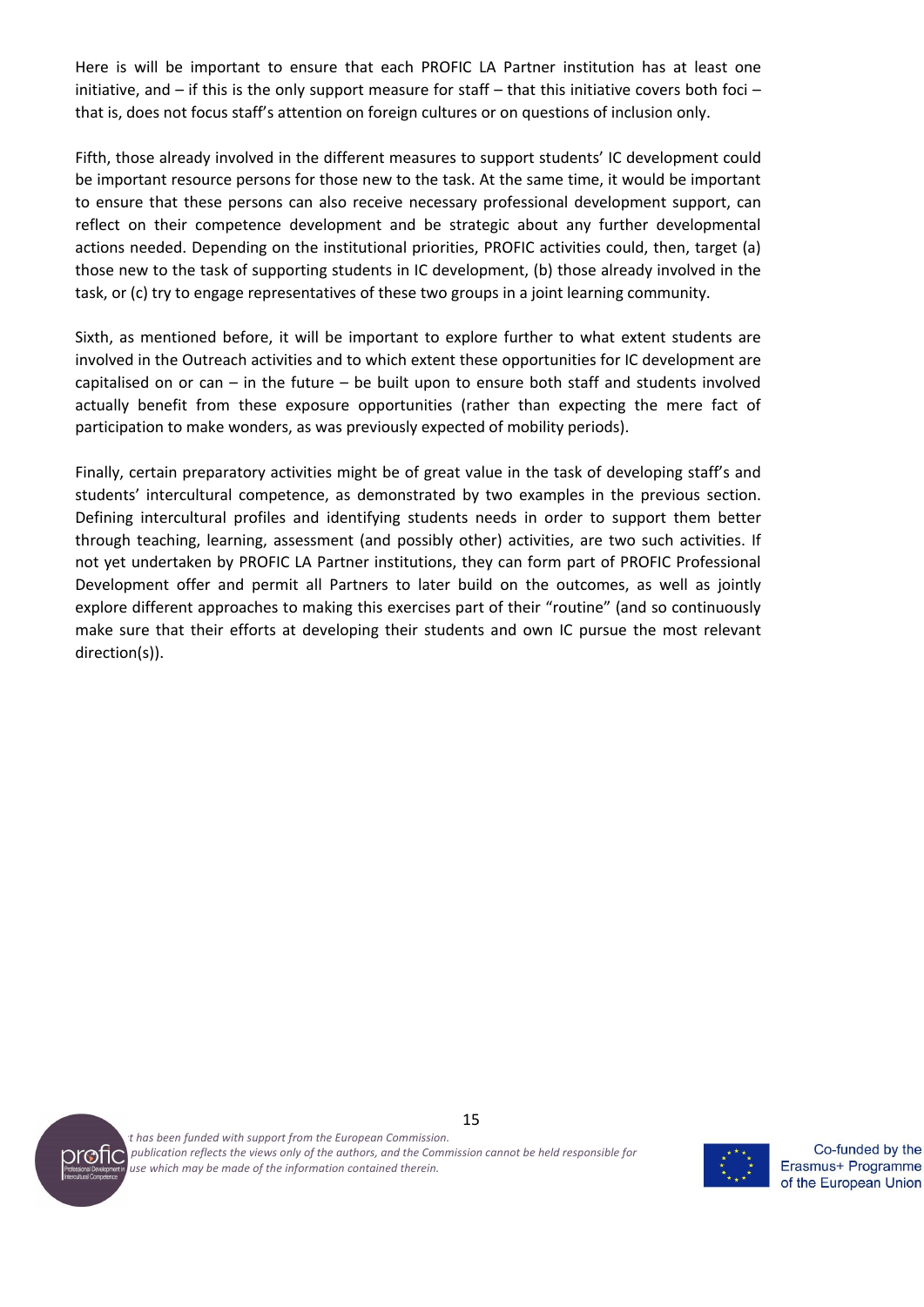Here is will be important to ensure that each PROFIC LA Partner institution has at least one initiative, and – if this is the only support measure for staff – that this initiative covers both foci – that is, does not focus staff's attention on foreign cultures or on questions of inclusion only.

Fifth, those already involved in the different measures to support students' IC development could be important resource persons for those new to the task. At the same time, it would be important to ensure that these persons can also receive necessary professional development support, can reflect on their competence development and be strategic about any further developmental actions needed. Depending on the institutional priorities, PROFIC activities could, then, target (a) those new to the task of supporting students in IC development, (b) those already involved in the task, or (c) try to engage representatives of these two groups in a joint learning community.

Sixth, as mentioned before, it will be important to explore further to what extent students are involved in the Outreach activities and to which extent these opportunities for IC development are capitalised on or can – in the future – be built upon to ensure both staff and students involved actually benefit from these exposure opportunities (rather than expecting the mere fact of participation to make wonders, as was previously expected of mobility periods).

Finally, certain preparatory activities might be of great value in the task of developing staff's and students' intercultural competence, as demonstrated by two examples in the previous section. Defining intercultural profiles and identifying students needs in order to support them better through teaching, learning, assessment (and possibly other) activities, are two such activities. If not yet undertaken by PROFIC LA Partner institutions, they can form part of PROFIC Professional Development offer and permit all Partners to later build on the outcomes, as well as jointly explore different approaches to making this exercises part of their "routine" (and so continuously make sure that their efforts at developing their students and own IC pursue the most relevant direction(s)).